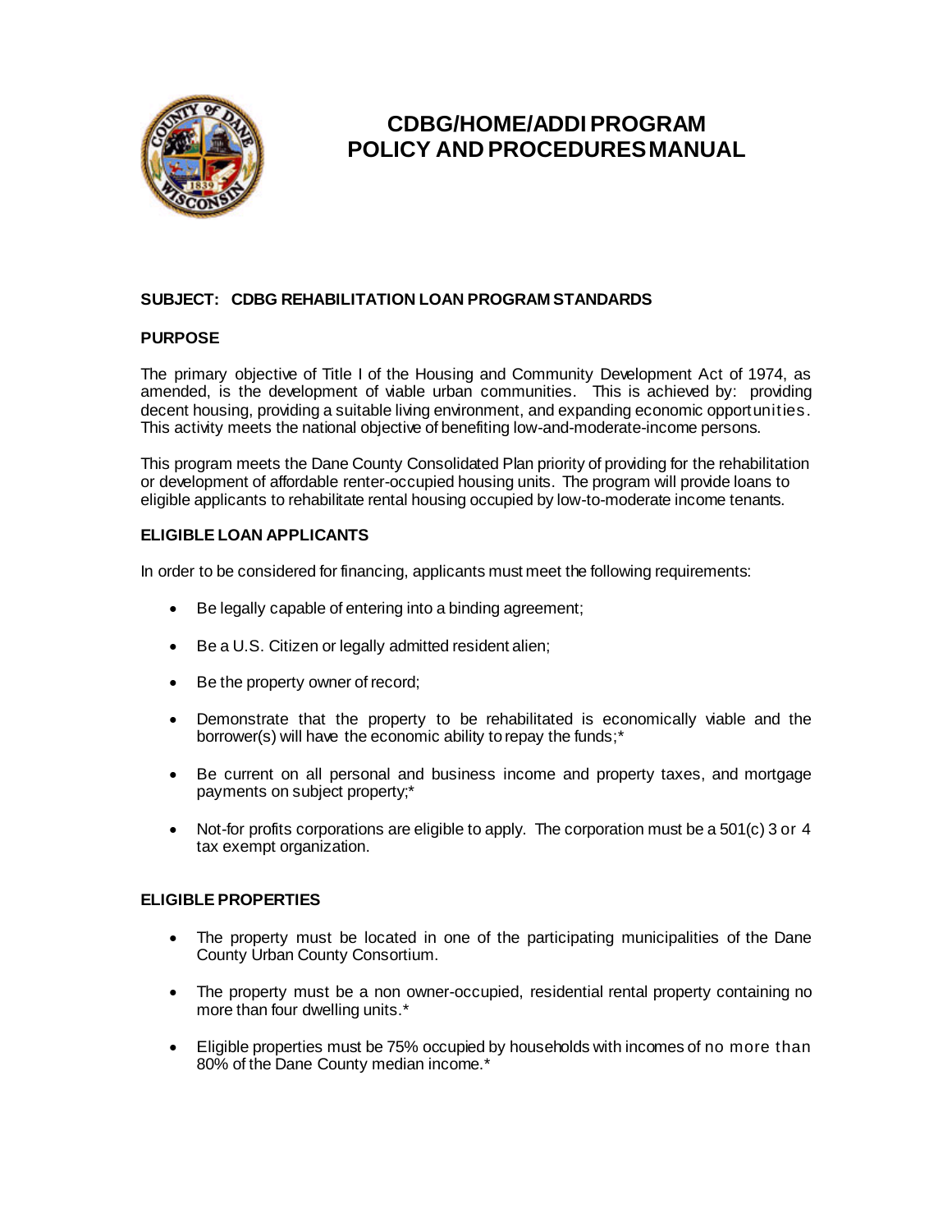# CDBG/HOME/ADDI PROGRAM POLICY AND PROCEDURES MANUAL

**SUBJECT: CDBG REHABILITATION LOAN PROGRAM STANDARDS**

## PURPOSE

The primary objective of Title I of the Housing and Community Development Act of 1974, as amended, is the development of viable urban communities. This is achieved by: providing decent housing, providing a suitable living environment, and expanding economic opportunities. This activity meets the national objective of benefiting low-and-moderate-income persons.

This program meets the Dane County Consolidated Plan priority of providing for the rehabilitation or development of affordable renter-occupied housing units. The program will provide loans to eligible applicants to rehabilitate rental housing occupied by low-to-moderate income tenants.

## ELIGIBLE LOAN APPLICANTS

In order to be considered for financing, applicants must meet the following requirements:

- Be legally capable of entering into a binding agreement;
- Be a U.S. Citizen or legally admitted resident alien;
- Be the property owner of record;
- Demonstrate that the property to be rehabilitated is economically viable and the borrower(s) will have the economic ability to repay the funds;*
- Be current on all personal and business income and property taxes, and mortgage payments on subject property;*
- Not-for profits corporations are eligible to apply. The corporation must be a 501(c) 3 or 4 tax exempt organization.

## ELIGIBLE PROPERTIES

- The property must be located in one of the participating municipalities of the Dane County Urban County Consortium.
- The property must be a non owner-occupied, residential rental property containing no more than four dwelling units.*
- Eligible properties must be 75% occupied by households with incomes of no more than 80% of the Dane County median income.*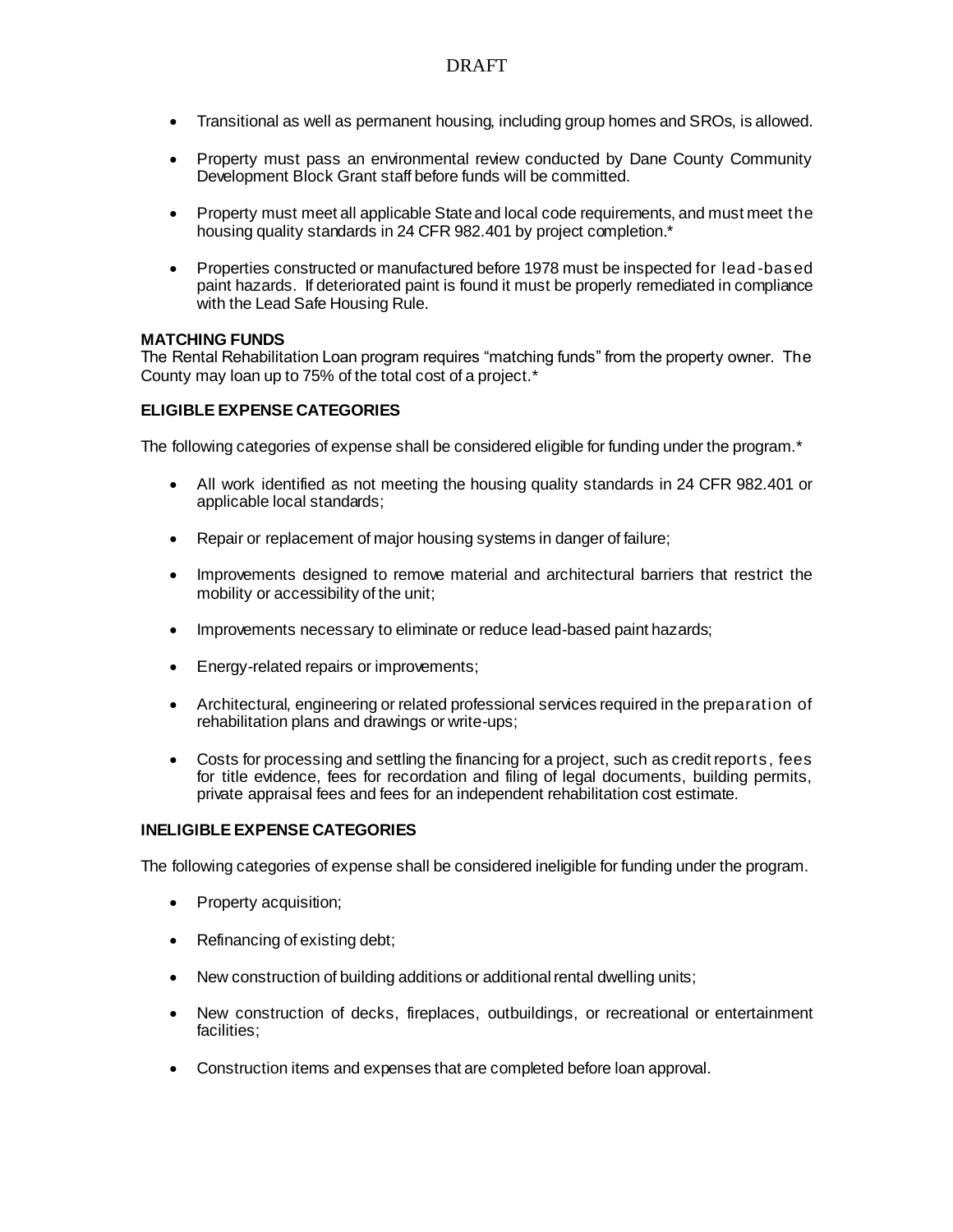- Transitional as well as permanent housing, including group homes and SROs, is allowed.

- Property must pass an environmental review conducted by Dane County Community Development Block Grant staff before funds will be committed.

- Property must meet all applicable State and local code requirements, and must meet the housing quality standards in 24 CFR 982.401 by project completion.*

- Properties constructed or manufactured before 1978 must be inspected for lead-based paint hazards. If deteriorated paint is found it must be properly remediated in compliance with the Lead Safe Housing Rule.

**MATCHING FUNDS**

The Rental Rehabilitation Loan program requires "matching funds" from the property owner. The County may loan up to 75% of the total cost of a project.*

**ELIGIBLE EXPENSE CATEGORIES**

The following categories of expense shall be considered eligible for funding under the program.*

- All work identified as not meeting the housing quality standards in 24 CFR 982.401 or applicable local standards;

- Repair or replacement of major housing systems in danger of failure;

- Improvements designed to remove material and architectural barriers that restrict the mobility or accessibility of the unit;

- Improvements necessary to eliminate or reduce lead-based paint hazards;

- Energy-related repairs or improvements;

- Architectural, engineering or related professional services required in the preparation of rehabilitation plans and drawings or write-ups;

- Costs for processing and settling the financing for a project, such as credit reports, fees for title evidence, fees for recordation and filing of legal documents, building permits, private appraisal fees and fees for an independent rehabilitation cost estimate.

**INELIGIBLE EXPENSE CATEGORIES**

The following categories of expense shall be considered ineligible for funding under the program.

- Property acquisition;

- Refinancing of existing debt;

- New construction of building additions or additional rental dwelling units;

- New construction of decks, fireplaces, outbuildings, or recreational or entertainment facilities;

- Construction items and expenses that are completed before loan approval.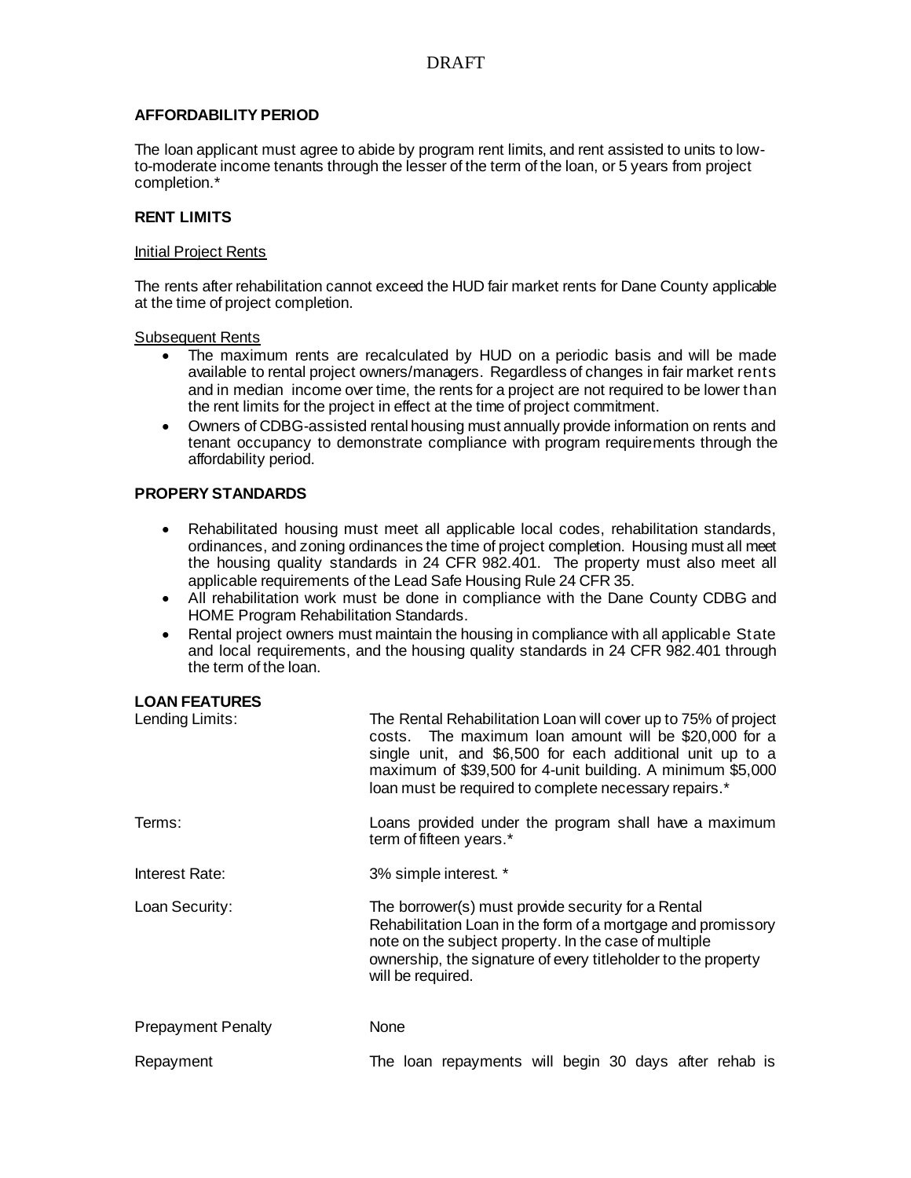DRAFT

**AFFORDABILITY PERIOD**

The loan applicant must agree to abide by program rent limits, and rent assisted to units to low-to-moderate income tenants through the lesser of the term of the loan, or 5 years from project completion.*

**RENT LIMITS**

Initial Project Rents

The rents after rehabilitation cannot exceed the HUD fair market rents for Dane County applicable at the time of project completion.

Subsequent Rents

- The maximum rents are recalculated by HUD on a periodic basis and will be made available to rental project owners/managers. Regardless of changes in fair market rents and in median income over time, the rents for a project are not required to be lower than the rent limits for the project in effect at the time of project commitment.
- Owners of CDBG-assisted rental housing must annually provide information on rents and tenant occupancy to demonstrate compliance with program requirements through the affordability period.

**PROPERY STANDARDS**

- Rehabilitated housing must meet all applicable local codes, rehabilitation standards, ordinances, and zoning ordinances the time of project completion. Housing must all meet the housing quality standards in 24 CFR 982.401. The property must also meet all applicable requirements of the Lead Safe Housing Rule 24 CFR 35.
- All rehabilitation work must be done in compliance with the Dane County CDBG and HOME Program Rehabilitation Standards.
- Rental project owners must maintain the housing in compliance with all applicable State and local requirements, and the housing quality standards in 24 CFR 982.401 through the term of the loan.

**LOAN FEATURES**

| | |
|---|---|
| Lending Limits: | The Rental Rehabilitation Loan will cover up to 75% of project costs. The maximum loan amount will be $20,000 for a single unit, and $6,500 for each additional unit up to a maximum of $39,500 for 4-unit building. A minimum $5,000 loan must be required to complete necessary repairs.* |
| Terms: | Loans provided under the program shall have a maximum term of fifteen years.* |
| Interest Rate: | 3% simple interest. * |
| Loan Security: | The borrower(s) must provide security for a Rental Rehabilitation Loan in the form of a mortgage and promissory note on the subject property. In the case of multiple ownership, the signature of every titleholder to the property will be required. |
| Prepayment Penalty | None |
| Repayment | The loan repayments will begin 30 days after rehab is |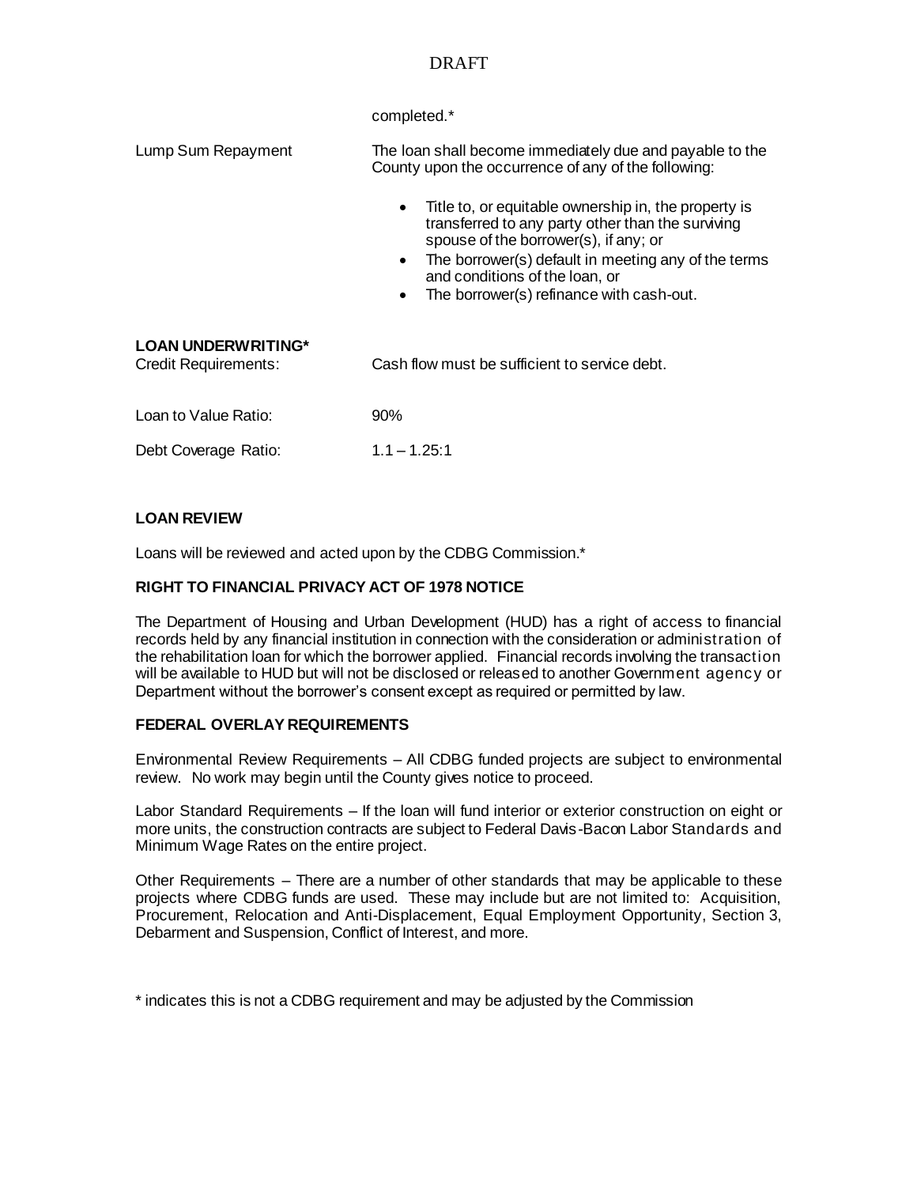completed.*

Lump Sum Repayment — The loan shall become immediately due and payable to the County upon the occurrence of any of the following:

- Title to, or equitable ownership in, the property is transferred to any party other than the surviving spouse of the borrower(s), if any; or
- The borrower(s) default in meeting any of the terms and conditions of the loan, or
- The borrower(s) refinance with cash-out.

**LOAN UNDERWRITING***

| | |
|---|---|
| Credit Requirements: | Cash flow must be sufficient to service debt. |
| Loan to Value Ratio: | 90% |
| Debt Coverage Ratio: | 1.1 – 1.25:1 |

**LOAN REVIEW**

Loans will be reviewed and acted upon by the CDBG Commission.*

**RIGHT TO FINANCIAL PRIVACY ACT OF 1978 NOTICE**

The Department of Housing and Urban Development (HUD) has a right of access to financial records held by any financial institution in connection with the consideration or administration of the rehabilitation loan for which the borrower applied. Financial records involving the transaction will be available to HUD but will not be disclosed or released to another Government agency or Department without the borrower's consent except as required or permitted by law.

**FEDERAL OVERLAY REQUIREMENTS**

Environmental Review Requirements – All CDBG funded projects are subject to environmental review. No work may begin until the County gives notice to proceed.

Labor Standard Requirements – If the loan will fund interior or exterior construction on eight or more units, the construction contracts are subject to Federal Davis-Bacon Labor Standards and Minimum Wage Rates on the entire project.

Other Requirements – There are a number of other standards that may be applicable to these projects where CDBG funds are used. These may include but are not limited to: Acquisition, Procurement, Relocation and Anti-Displacement, Equal Employment Opportunity, Section 3, Debarment and Suspension, Conflict of Interest, and more.

\* indicates this is not a CDBG requirement and may be adjusted by the Commission